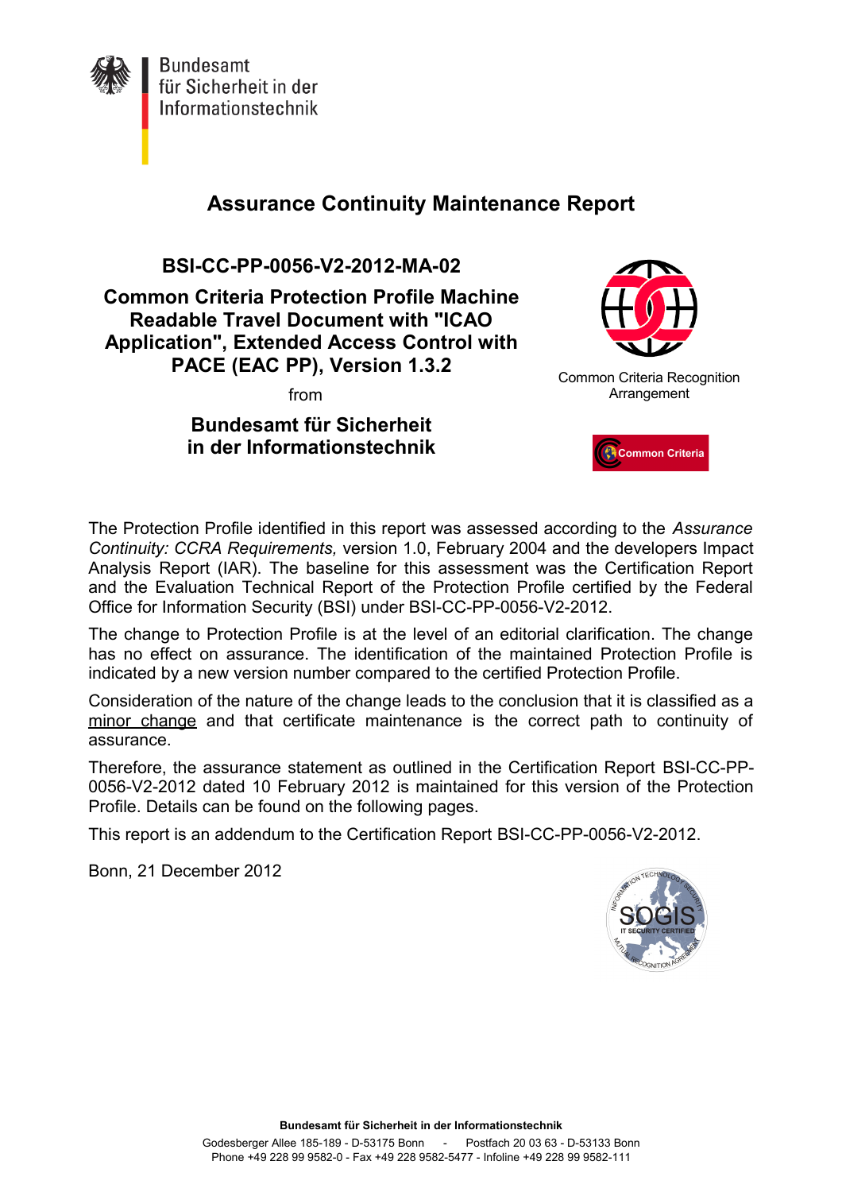Bundesamt für Sicherheit in der Informationstechnik

# Assurance Continuity Maintenance Report

## BSI-CC-PP-0056-V2-2012-MA-02

## Common Criteria Protection Profile Machine Readable Travel Document with "ICAO Application", Extended Access Control with PACE (EAC PP), Version 1.3.2

from

## Bundesamt für Sicherheit in der Informationstechnik

Common Criteria Recognition Arrangement

Common Criteria

The Protection Profile identified in this report was assessed according to the *Assurance Continuity: CCRA Requirements,* version 1.0, February 2004 and the developers Impact Analysis Report (IAR). The baseline for this assessment was the Certification Report and the Evaluation Technical Report of the Protection Profile certified by the Federal Office for Information Security (BSI) under BSI-CC-PP-0056-V2-2012.

The change to Protection Profile is at the level of an editorial clarification. The change has no effect on assurance. The identification of the maintained Protection Profile is indicated by a new version number compared to the certified Protection Profile.

Consideration of the nature of the change leads to the conclusion that it is classified as a minor change and that certificate maintenance is the correct path to continuity of assurance.

Therefore, the assurance statement as outlined in the Certification Report BSI-CC-PP-0056-V2-2012 dated 10 February 2012 is maintained for this version of the Protection Profile. Details can be found on the following pages.

This report is an addendum to the Certification Report BSI-CC-PP-0056-V2-2012.

Bonn, 21 December 2012

**Bundesamt für Sicherheit in der Informationstechnik**

Godesberger Allee 185-189 - D-53175 Bonn - Postfach 20 03 63 - D-53133 Bonn
Phone +49 228 99 9582-0 - Fax +49 228 9582-5477 - Infoline +49 228 99 9582-111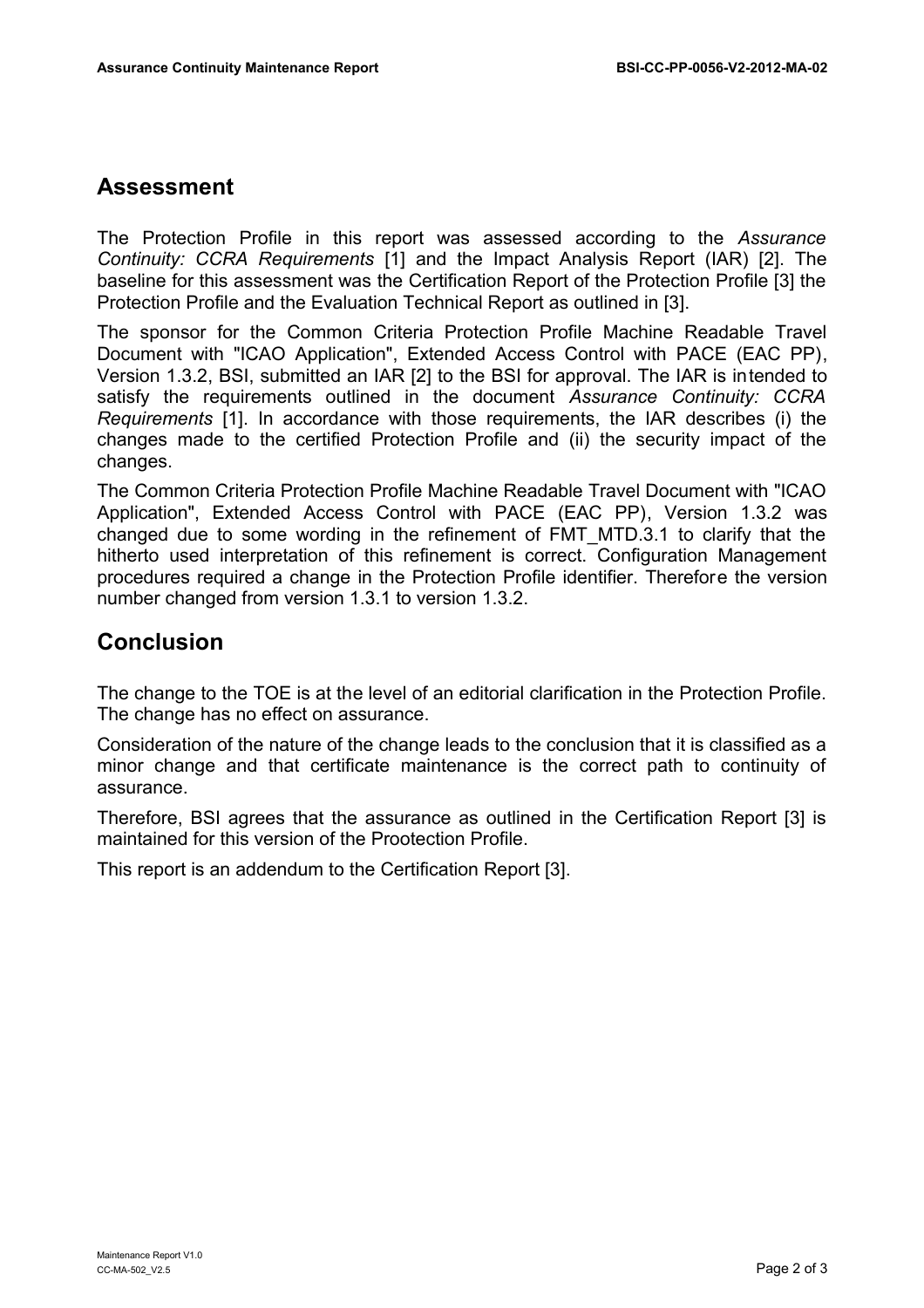## Assessment

The Protection Profile in this report was assessed according to the *Assurance Continuity: CCRA Requirements* [1] and the Impact Analysis Report (IAR) [2]. The baseline for this assessment was the Certification Report of the Protection Profile [3] the Protection Profile and the Evaluation Technical Report as outlined in [3].

The sponsor for the Common Criteria Protection Profile Machine Readable Travel Document with "ICAO Application", Extended Access Control with PACE (EAC PP), Version 1.3.2, BSI, submitted an IAR [2] to the BSI for approval. The IAR is intended to satisfy the requirements outlined in the document *Assurance Continuity: CCRA Requirements* [1]. In accordance with those requirements, the IAR describes (i) the changes made to the certified Protection Profile and (ii) the security impact of the changes.

The Common Criteria Protection Profile Machine Readable Travel Document with "ICAO Application", Extended Access Control with PACE (EAC PP), Version 1.3.2 was changed due to some wording in the refinement of FMT_MTD.3.1 to clarify that the hitherto used interpretation of this refinement is correct. Configuration Management procedures required a change in the Protection Profile identifier. Therefore the version number changed from version 1.3.1 to version 1.3.2.

## Conclusion

The change to the TOE is at the level of an editorial clarification in the Protection Profile. The change has no effect on assurance.

Consideration of the nature of the change leads to the conclusion that it is classified as a minor change and that certificate maintenance is the correct path to continuity of assurance.

Therefore, BSI agrees that the assurance as outlined in the Certification Report [3] is maintained for this version of the Prootection Profile.

This report is an addendum to the Certification Report [3].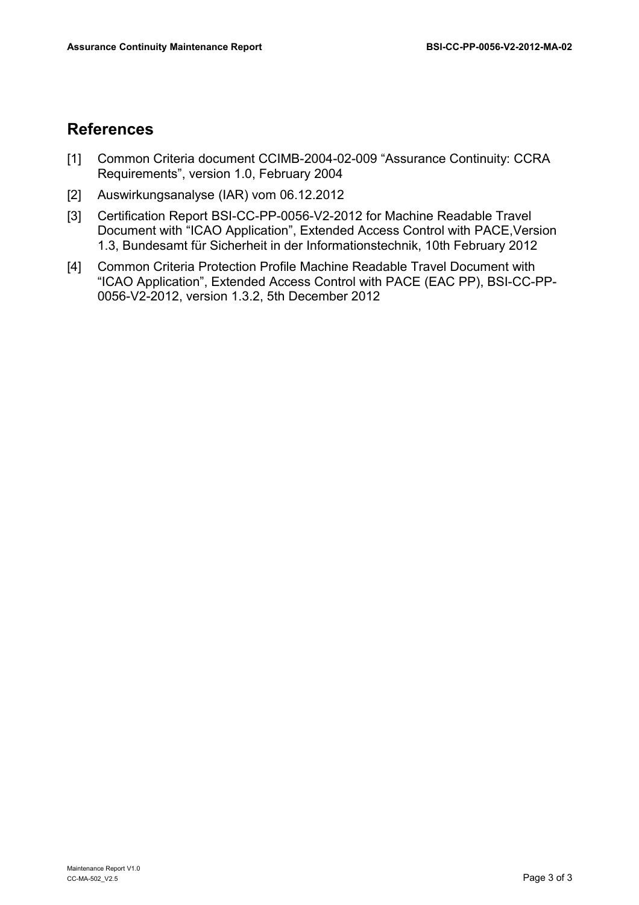## References

[1] Common Criteria document CCIMB-2004-02-009 “Assurance Continuity: CCRA Requirements”, version 1.0, February 2004

[2] Auswirkungsanalyse (IAR) vom 06.12.2012

[3] Certification Report BSI-CC-PP-0056-V2-2012 for Machine Readable Travel Document with “ICAO Application”, Extended Access Control with PACE,Version 1.3, Bundesamt für Sicherheit in der Informationstechnik, 10th February 2012

[4] Common Criteria Protection Profile Machine Readable Travel Document with “ICAO Application”, Extended Access Control with PACE (EAC PP), BSI-CC-PP-0056-V2-2012, version 1.3.2, 5th December 2012